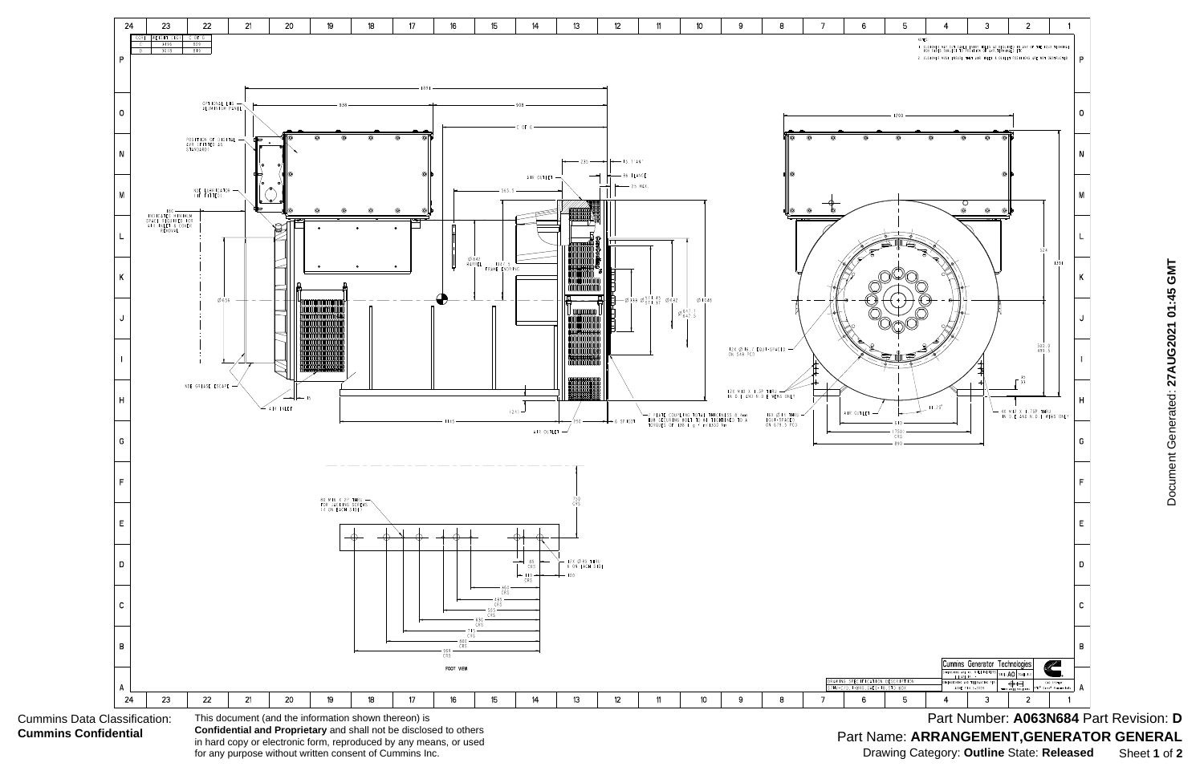| CORE | WEIGHT (KG) | C OF G |
|---|---|---|
| C | 3495 | 609 |
| D | 3620 | 619 |

NOTES:

1. CUSTOMER MUST ENSURE THAT ALL AIR VENTS ARE KEPT CLEAR OF ANY OBSTRUCTION
2. ...

OPTIONAL LHS ALUMINIUM PANEL

POSITION OF DIGITAL AVR IF FITTED AS STANDARD

NDE LUBRICATOR (IF FITTED)

180 INDICATED MINIMUM SPACE REQUIRED FOR AIR INLET & COVER REMOVAL

NDE GREASE ESCAPE

AIR INLET

AIR OUTLET

1891 · 938 · 908 · C OF G · 235 · 15 1/4" · 36 FLANGE · 25 MAX. · 565.5

Ø442 AHEAD · 1043.5 FRAME ENDRING · Ø456 · Ø333 · Ø511.45 / 511.37 · Ø442 · Ø1048 · Ø647.7 / 647.5

15 · 1245 · 1165 · 250 · 6 SPIGOT

7 PLATE COUPLING TOTAL THICKNESS 8.4mm
NDE SECURING BOLT TO BE TIGHTENED TO A TORQUE OF 120 N·m ±10 N·m

12X Ø16.2 EQUI-SPACED ON 546 PCD

12X M10 X 1.5P THRU IN D.E AND N.D.E VIEWS ONLY

16X Ø14 THRU EQUI-SPACED ON 679.5 PCD

1200 · 524 · 1291 · 500.0 / 499.5 · 35 / 43 · 11.25° · 540 · 1700 CRS · 850

4X M12 X 1.75P THRU IN D.E AND N.D.E VIEWS ONLY

8X M16 X 2P THRU FOR LIFTING SCREWS (4 ON EACH SIDE)

12X Ø33 THRU 6 ON EACH SIDE

750 CRS · 85 CRS · 165 CRS · 150 · 365 CRS · 485 CRS · 565 CRS · 630 CRS · 745 CRS · 860 CRS · 955 CRS

FOOT VIEW

DRAWING SPECIFICATION DESCRIPTION

Cummins Generator Technologies

Cummins Data Classification: **Cummins Confidential**

This document (and the information shown thereon) is **Confidential and Proprietary** and shall not be disclosed to others in hard copy or electronic form, reproduced by any means, or used for any purpose without written consent of Cummins Inc.

Part Number: **A063N684** Part Revision: **D**

Part Name: **ARRANGEMENT,GENERATOR GENERAL**

Drawing Category: **Outline** State: **Released**

Document Generated: **27AUG2021 01:45 GMT**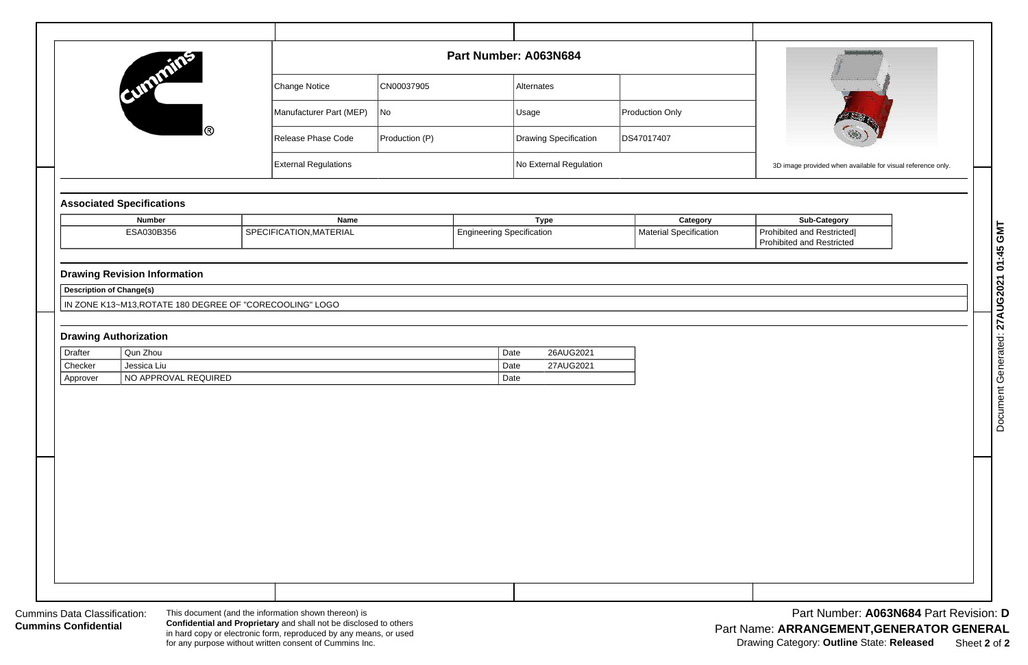## Part Number: A063N684

| | | | |
|---|---|---|---|
| Change Notice | CN00037905 | Alternates | |
| Manufacturer Part (MEP) | No | Usage | Production Only |
| Release Phase Code | Production (P) | Drawing Specification | DS47017407 |
| External Regulations | | No External Regulation | |

3D image provided when available for visual reference only.

### Associated Specifications

| Number | Name | Type | Category | Sub-Category |
|---|---|---|---|---|
| ESA030B356 | SPECIFICATION,MATERIAL | Engineering Specification | Material Specification | Prohibited and Restricted\|Prohibited and Restricted |

### Drawing Revision Information

| Description of Change(s) |
|---|
| IN ZONE K13~M13,ROTATE 180 DEGREE OF "CORECOOLING" LOGO |

### Drawing Authorization

| | | | |
|---|---|---|---|
| Drafter | Qun Zhou | Date | 26AUG2021 |
| Checker | Jessica Liu | Date | 27AUG2021 |
| Approver | NO APPROVAL REQUIRED | Date | |

Document Generated: **27AUG2021 01:45 GMT**

Cummins Data Classification:
**Cummins Confidential**

This document (and the information shown thereon) is **Confidential and Proprietary** and shall not be disclosed to others in hard copy or electronic form, reproduced by any means, or used for any purpose without written consent of Cummins Inc.

Part Number: **A063N684** Part Revision: **D**
Part Name: **ARRANGEMENT,GENERATOR GENERAL**
Drawing Category: **Outline** State: **Released**